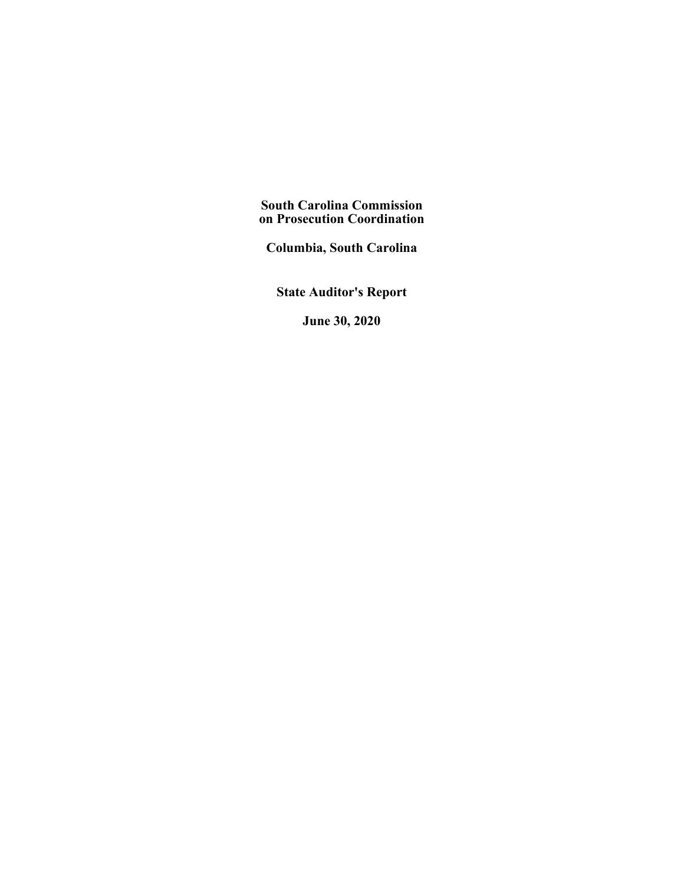# South Carolina Commission on Prosecution Coordination

## Columbia, South Carolina

## State Auditor's Report

## June 30, 2020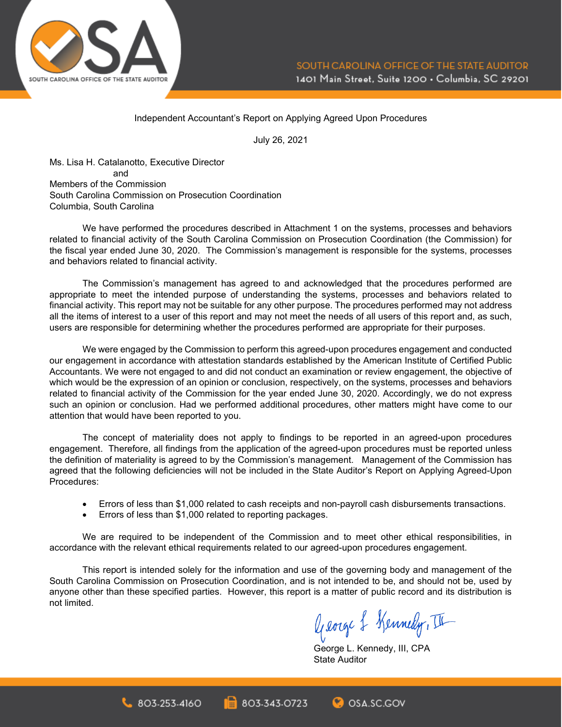SOUTH CAROLINA OFFICE OF THE STATE AUDITOR
1401 Main Street, Suite 1200 • Columbia, SC 29201

Independent Accountant's Report on Applying Agreed Upon Procedures

July 26, 2021

Ms. Lisa H. Catalanotto, Executive Director
and
Members of the Commission
South Carolina Commission on Prosecution Coordination
Columbia, South Carolina

We have performed the procedures described in Attachment 1 on the systems, processes and behaviors related to financial activity of the South Carolina Commission on Prosecution Coordination (the Commission) for the fiscal year ended June 30, 2020. The Commission's management is responsible for the systems, processes and behaviors related to financial activity.

The Commission's management has agreed to and acknowledged that the procedures performed are appropriate to meet the intended purpose of understanding the systems, processes and behaviors related to financial activity. This report may not be suitable for any other purpose. The procedures performed may not address all the items of interest to a user of this report and may not meet the needs of all users of this report and, as such, users are responsible for determining whether the procedures performed are appropriate for their purposes.

We were engaged by the Commission to perform this agreed-upon procedures engagement and conducted our engagement in accordance with attestation standards established by the American Institute of Certified Public Accountants. We were not engaged to and did not conduct an examination or review engagement, the objective of which would be the expression of an opinion or conclusion, respectively, on the systems, processes and behaviors related to financial activity of the Commission for the year ended June 30, 2020. Accordingly, we do not express such an opinion or conclusion. Had we performed additional procedures, other matters might have come to our attention that would have been reported to you.

The concept of materiality does not apply to findings to be reported in an agreed-upon procedures engagement. Therefore, all findings from the application of the agreed-upon procedures must be reported unless the definition of materiality is agreed to by the Commission's management. Management of the Commission has agreed that the following deficiencies will not be included in the State Auditor's Report on Applying Agreed-Upon Procedures:

- Errors of less than $1,000 related to cash receipts and non-payroll cash disbursements transactions.
- Errors of less than $1,000 related to reporting packages.

We are required to be independent of the Commission and to meet other ethical responsibilities, in accordance with the relevant ethical requirements related to our agreed-upon procedures engagement.

This report is intended solely for the information and use of the governing body and management of the South Carolina Commission on Prosecution Coordination, and is not intended to be, and should not be, used by anyone other than these specified parties. However, this report is a matter of public record and its distribution is not limited.

George L. Kennedy, III, CPA
State Auditor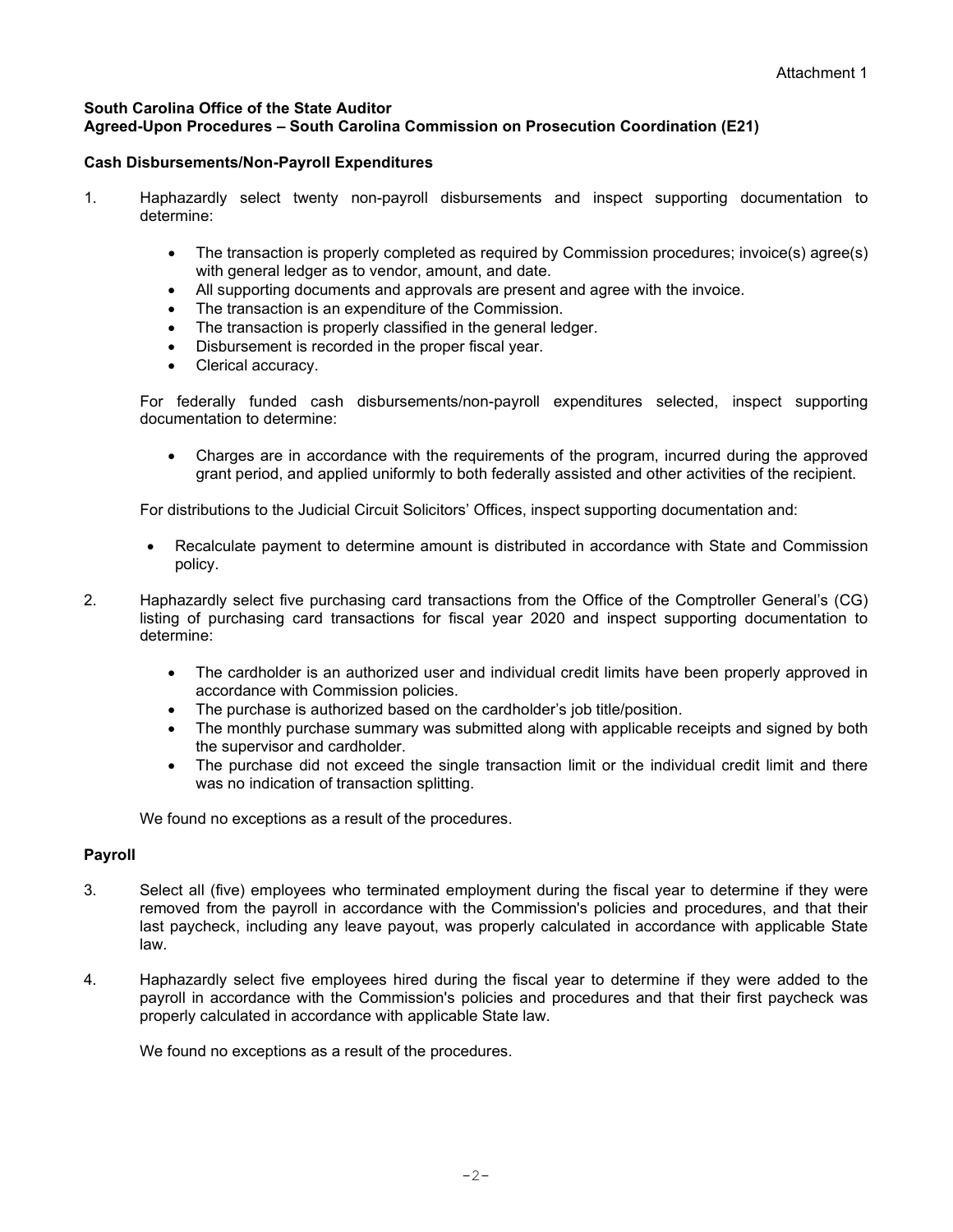Attachment 1

**South Carolina Office of the State Auditor**
**Agreed-Upon Procedures – South Carolina Commission on Prosecution Coordination (E21)**

**Cash Disbursements/Non-Payroll Expenditures**

1. Haphazardly select twenty non-payroll disbursements and inspect supporting documentation to determine:

   - The transaction is properly completed as required by Commission procedures; invoice(s) agree(s) with general ledger as to vendor, amount, and date.
   - All supporting documents and approvals are present and agree with the invoice.
   - The transaction is an expenditure of the Commission.
   - The transaction is properly classified in the general ledger.
   - Disbursement is recorded in the proper fiscal year.
   - Clerical accuracy.

   For federally funded cash disbursements/non-payroll expenditures selected, inspect supporting documentation to determine:

   - Charges are in accordance with the requirements of the program, incurred during the approved grant period, and applied uniformly to both federally assisted and other activities of the recipient.

   For distributions to the Judicial Circuit Solicitors' Offices, inspect supporting documentation and:

   - Recalculate payment to determine amount is distributed in accordance with State and Commission policy.

2. Haphazardly select five purchasing card transactions from the Office of the Comptroller General's (CG) listing of purchasing card transactions for fiscal year 2020 and inspect supporting documentation to determine:

   - The cardholder is an authorized user and individual credit limits have been properly approved in accordance with Commission policies.
   - The purchase is authorized based on the cardholder's job title/position.
   - The monthly purchase summary was submitted along with applicable receipts and signed by both the supervisor and cardholder.
   - The purchase did not exceed the single transaction limit or the individual credit limit and there was no indication of transaction splitting.

   We found no exceptions as a result of the procedures.

**Payroll**

3. Select all (five) employees who terminated employment during the fiscal year to determine if they were removed from the payroll in accordance with the Commission's policies and procedures, and that their last paycheck, including any leave payout, was properly calculated in accordance with applicable State law.

4. Haphazardly select five employees hired during the fiscal year to determine if they were added to the payroll in accordance with the Commission's policies and procedures and that their first paycheck was properly calculated in accordance with applicable State law.

   We found no exceptions as a result of the procedures.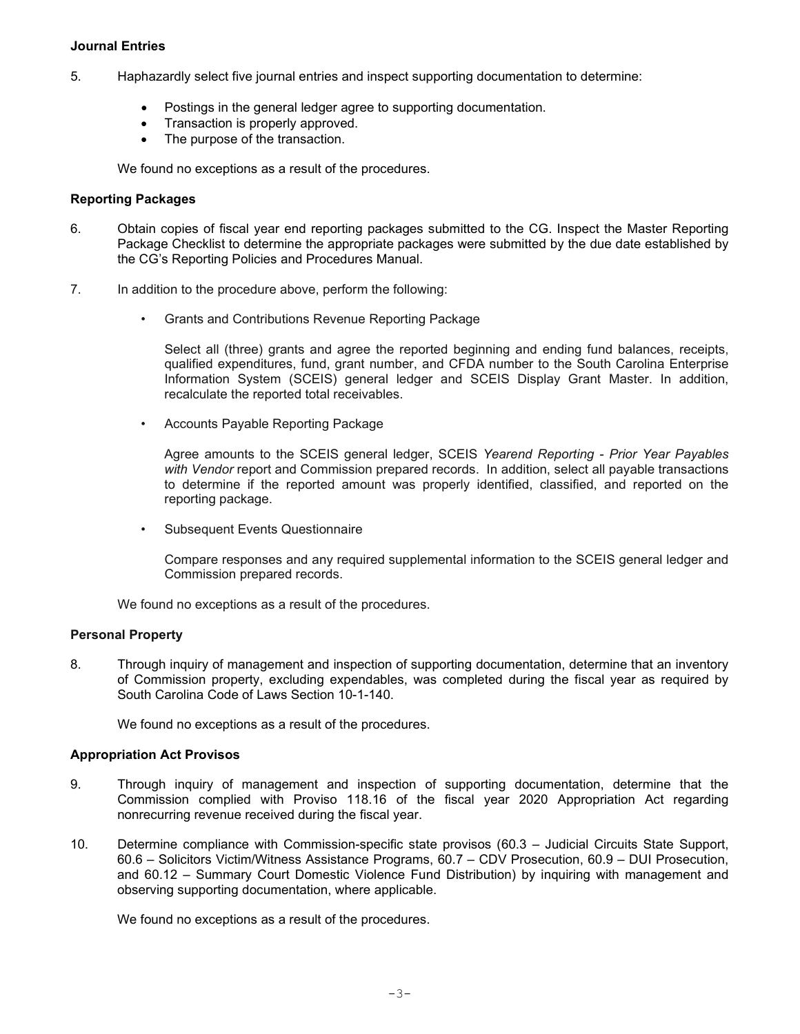**Journal Entries**

5. Haphazardly select five journal entries and inspect supporting documentation to determine:

   - Postings in the general ledger agree to supporting documentation.
   - Transaction is properly approved.
   - The purpose of the transaction.

   We found no exceptions as a result of the procedures.

**Reporting Packages**

6. Obtain copies of fiscal year end reporting packages submitted to the CG. Inspect the Master Reporting Package Checklist to determine the appropriate packages were submitted by the due date established by the CG's Reporting Policies and Procedures Manual.

7. In addition to the procedure above, perform the following:

   - Grants and Contributions Revenue Reporting Package

     Select all (three) grants and agree the reported beginning and ending fund balances, receipts, qualified expenditures, fund, grant number, and CFDA number to the South Carolina Enterprise Information System (SCEIS) general ledger and SCEIS Display Grant Master. In addition, recalculate the reported total receivables.

   - Accounts Payable Reporting Package

     Agree amounts to the SCEIS general ledger, SCEIS *Yearend Reporting - Prior Year Payables with Vendor* report and Commission prepared records. In addition, select all payable transactions to determine if the reported amount was properly identified, classified, and reported on the reporting package.

   - Subsequent Events Questionnaire

     Compare responses and any required supplemental information to the SCEIS general ledger and Commission prepared records.

   We found no exceptions as a result of the procedures.

**Personal Property**

8. Through inquiry of management and inspection of supporting documentation, determine that an inventory of Commission property, excluding expendables, was completed during the fiscal year as required by South Carolina Code of Laws Section 10-1-140.

   We found no exceptions as a result of the procedures.

**Appropriation Act Provisos**

9. Through inquiry of management and inspection of supporting documentation, determine that the Commission complied with Proviso 118.16 of the fiscal year 2020 Appropriation Act regarding nonrecurring revenue received during the fiscal year.

10. Determine compliance with Commission-specific state provisos (60.3 – Judicial Circuits State Support, 60.6 – Solicitors Victim/Witness Assistance Programs, 60.7 – CDV Prosecution, 60.9 – DUI Prosecution, and 60.12 – Summary Court Domestic Violence Fund Distribution) by inquiring with management and observing supporting documentation, where applicable.

    We found no exceptions as a result of the procedures.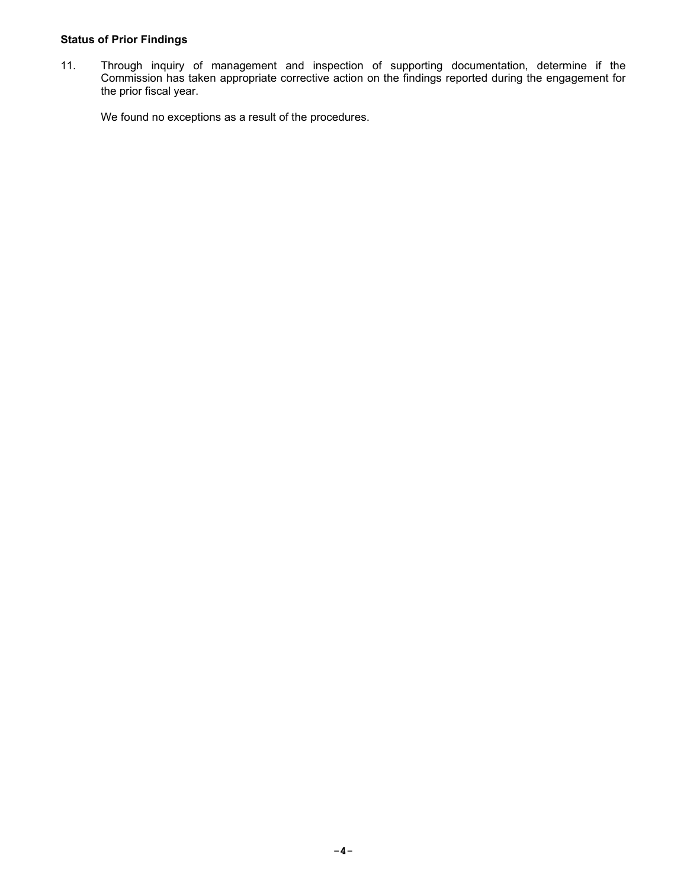**Status of Prior Findings**

11. Through inquiry of management and inspection of supporting documentation, determine if the Commission has taken appropriate corrective action on the findings reported during the engagement for the prior fiscal year.

    We found no exceptions as a result of the procedures.